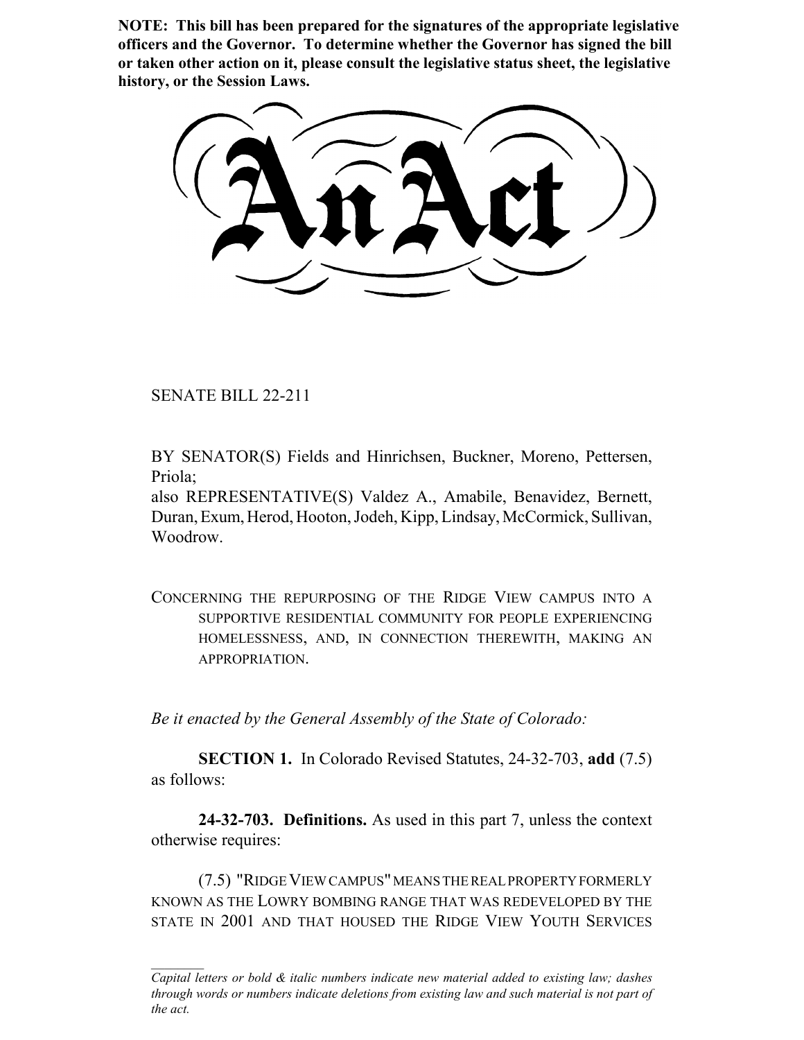**NOTE: This bill has been prepared for the signatures of the appropriate legislative officers and the Governor. To determine whether the Governor has signed the bill or taken other action on it, please consult the legislative status sheet, the legislative history, or the Session Laws.**

# An Act

SENATE BILL 22-211

BY SENATOR(S) Fields and Hinrichsen, Buckner, Moreno, Pettersen, Priola;
also REPRESENTATIVE(S) Valdez A., Amabile, Benavidez, Bernett, Duran, Exum, Herod, Hooton, Jodeh, Kipp, Lindsay, McCormick, Sullivan, Woodrow.

CONCERNING THE REPURPOSING OF THE RIDGE VIEW CAMPUS INTO A SUPPORTIVE RESIDENTIAL COMMUNITY FOR PEOPLE EXPERIENCING HOMELESSNESS, AND, IN CONNECTION THEREWITH, MAKING AN APPROPRIATION.

*Be it enacted by the General Assembly of the State of Colorado:*

**SECTION 1.** In Colorado Revised Statutes, 24-32-703, **add** (7.5) as follows:

**24-32-703. Definitions.** As used in this part 7, unless the context otherwise requires:

(7.5) "RIDGE VIEW CAMPUS" MEANS THE REAL PROPERTY FORMERLY KNOWN AS THE LOWRY BOMBING RANGE THAT WAS REDEVELOPED BY THE STATE IN 2001 AND THAT HOUSED THE RIDGE VIEW YOUTH SERVICES

*Capital letters or bold & italic numbers indicate new material added to existing law; dashes through words or numbers indicate deletions from existing law and such material is not part of the act.*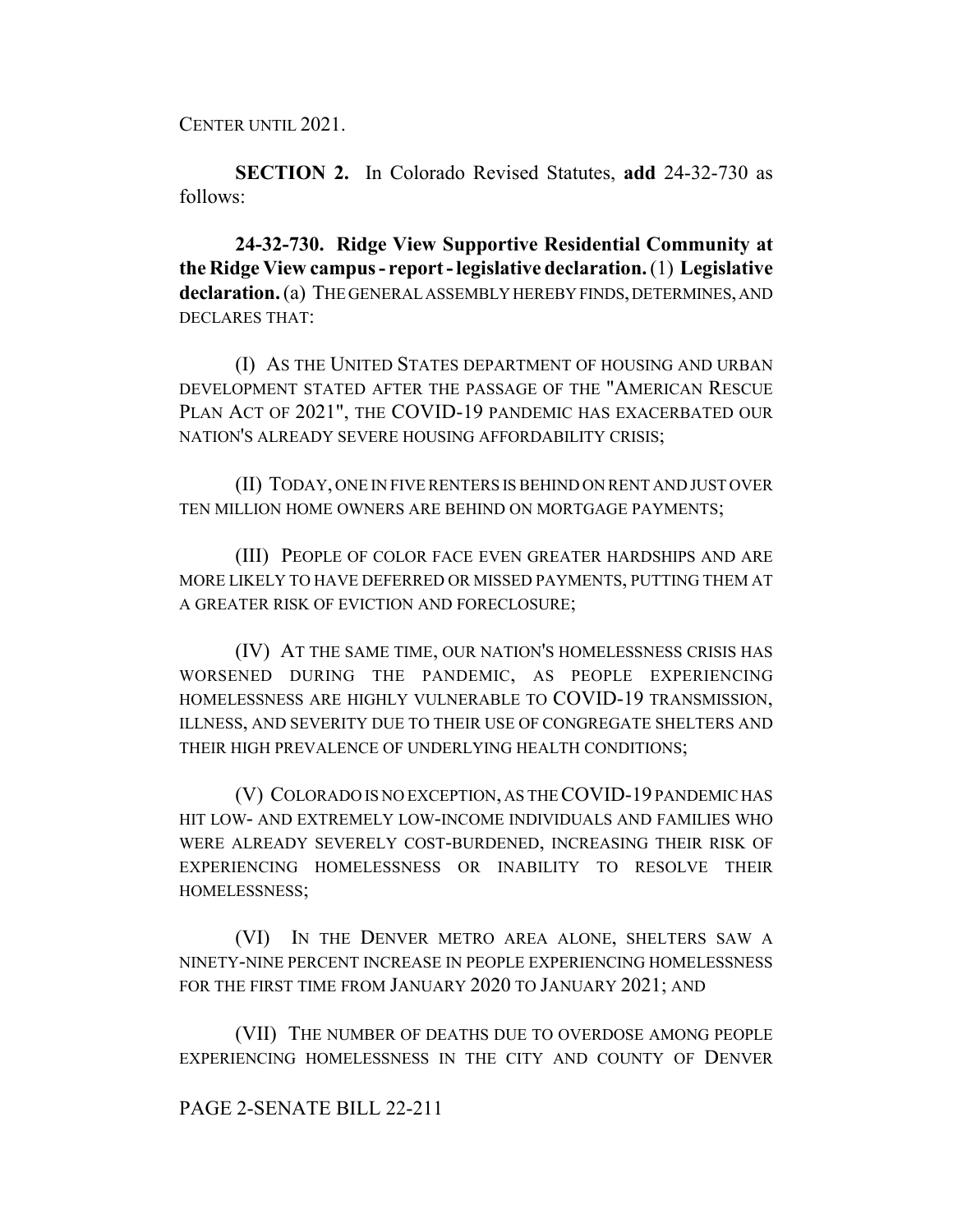CENTER UNTIL 2021.

**SECTION 2.** In Colorado Revised Statutes, **add** 24-32-730 as follows:

**24-32-730. Ridge View Supportive Residential Community at the Ridge View campus - report - legislative declaration.** (1) **Legislative declaration.** (a) THE GENERAL ASSEMBLY HEREBY FINDS, DETERMINES, AND DECLARES THAT:

(I) AS THE UNITED STATES DEPARTMENT OF HOUSING AND URBAN DEVELOPMENT STATED AFTER THE PASSAGE OF THE "AMERICAN RESCUE PLAN ACT OF 2021", THE COVID-19 PANDEMIC HAS EXACERBATED OUR NATION'S ALREADY SEVERE HOUSING AFFORDABILITY CRISIS;

(II) TODAY, ONE IN FIVE RENTERS IS BEHIND ON RENT AND JUST OVER TEN MILLION HOME OWNERS ARE BEHIND ON MORTGAGE PAYMENTS;

(III) PEOPLE OF COLOR FACE EVEN GREATER HARDSHIPS AND ARE MORE LIKELY TO HAVE DEFERRED OR MISSED PAYMENTS, PUTTING THEM AT A GREATER RISK OF EVICTION AND FORECLOSURE;

(IV) AT THE SAME TIME, OUR NATION'S HOMELESSNESS CRISIS HAS WORSENED DURING THE PANDEMIC, AS PEOPLE EXPERIENCING HOMELESSNESS ARE HIGHLY VULNERABLE TO COVID-19 TRANSMISSION, ILLNESS, AND SEVERITY DUE TO THEIR USE OF CONGREGATE SHELTERS AND THEIR HIGH PREVALENCE OF UNDERLYING HEALTH CONDITIONS;

(V) COLORADO IS NO EXCEPTION, AS THE COVID-19 PANDEMIC HAS HIT LOW- AND EXTREMELY LOW-INCOME INDIVIDUALS AND FAMILIES WHO WERE ALREADY SEVERELY COST-BURDENED, INCREASING THEIR RISK OF EXPERIENCING HOMELESSNESS OR INABILITY TO RESOLVE THEIR HOMELESSNESS;

(VI) IN THE DENVER METRO AREA ALONE, SHELTERS SAW A NINETY-NINE PERCENT INCREASE IN PEOPLE EXPERIENCING HOMELESSNESS FOR THE FIRST TIME FROM JANUARY 2020 TO JANUARY 2021; AND

(VII) THE NUMBER OF DEATHS DUE TO OVERDOSE AMONG PEOPLE EXPERIENCING HOMELESSNESS IN THE CITY AND COUNTY OF DENVER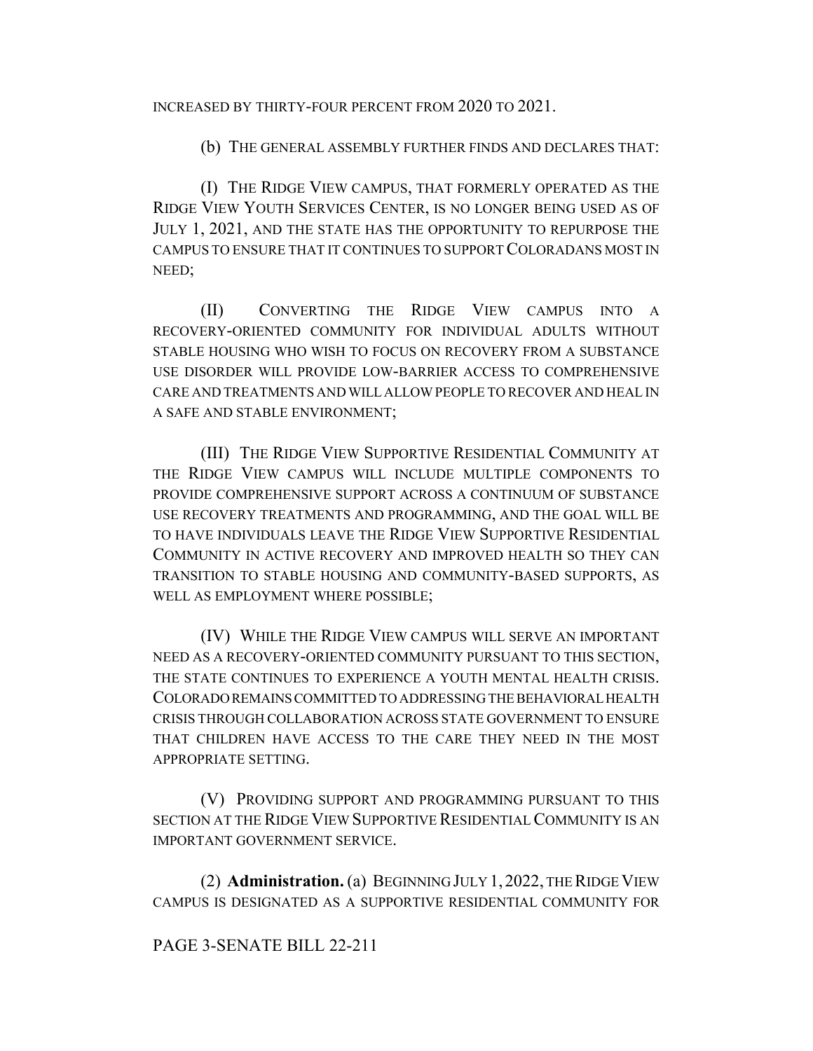INCREASED BY THIRTY-FOUR PERCENT FROM 2020 TO 2021.

(b) THE GENERAL ASSEMBLY FURTHER FINDS AND DECLARES THAT:

(I) THE RIDGE VIEW CAMPUS, THAT FORMERLY OPERATED AS THE RIDGE VIEW YOUTH SERVICES CENTER, IS NO LONGER BEING USED AS OF JULY 1, 2021, AND THE STATE HAS THE OPPORTUNITY TO REPURPOSE THE CAMPUS TO ENSURE THAT IT CONTINUES TO SUPPORT COLORADANS MOST IN NEED;

(II) CONVERTING THE RIDGE VIEW CAMPUS INTO A RECOVERY-ORIENTED COMMUNITY FOR INDIVIDUAL ADULTS WITHOUT STABLE HOUSING WHO WISH TO FOCUS ON RECOVERY FROM A SUBSTANCE USE DISORDER WILL PROVIDE LOW-BARRIER ACCESS TO COMPREHENSIVE CARE AND TREATMENTS AND WILL ALLOW PEOPLE TO RECOVER AND HEAL IN A SAFE AND STABLE ENVIRONMENT;

(III) THE RIDGE VIEW SUPPORTIVE RESIDENTIAL COMMUNITY AT THE RIDGE VIEW CAMPUS WILL INCLUDE MULTIPLE COMPONENTS TO PROVIDE COMPREHENSIVE SUPPORT ACROSS A CONTINUUM OF SUBSTANCE USE RECOVERY TREATMENTS AND PROGRAMMING, AND THE GOAL WILL BE TO HAVE INDIVIDUALS LEAVE THE RIDGE VIEW SUPPORTIVE RESIDENTIAL COMMUNITY IN ACTIVE RECOVERY AND IMPROVED HEALTH SO THEY CAN TRANSITION TO STABLE HOUSING AND COMMUNITY-BASED SUPPORTS, AS WELL AS EMPLOYMENT WHERE POSSIBLE;

(IV) WHILE THE RIDGE VIEW CAMPUS WILL SERVE AN IMPORTANT NEED AS A RECOVERY-ORIENTED COMMUNITY PURSUANT TO THIS SECTION, THE STATE CONTINUES TO EXPERIENCE A YOUTH MENTAL HEALTH CRISIS. COLORADO REMAINS COMMITTED TO ADDRESSING THE BEHAVIORAL HEALTH CRISIS THROUGH COLLABORATION ACROSS STATE GOVERNMENT TO ENSURE THAT CHILDREN HAVE ACCESS TO THE CARE THEY NEED IN THE MOST APPROPRIATE SETTING.

(V) PROVIDING SUPPORT AND PROGRAMMING PURSUANT TO THIS SECTION AT THE RIDGE VIEW SUPPORTIVE RESIDENTIAL COMMUNITY IS AN IMPORTANT GOVERNMENT SERVICE.

(2) **Administration.** (a) BEGINNING JULY 1, 2022, THE RIDGE VIEW CAMPUS IS DESIGNATED AS A SUPPORTIVE RESIDENTIAL COMMUNITY FOR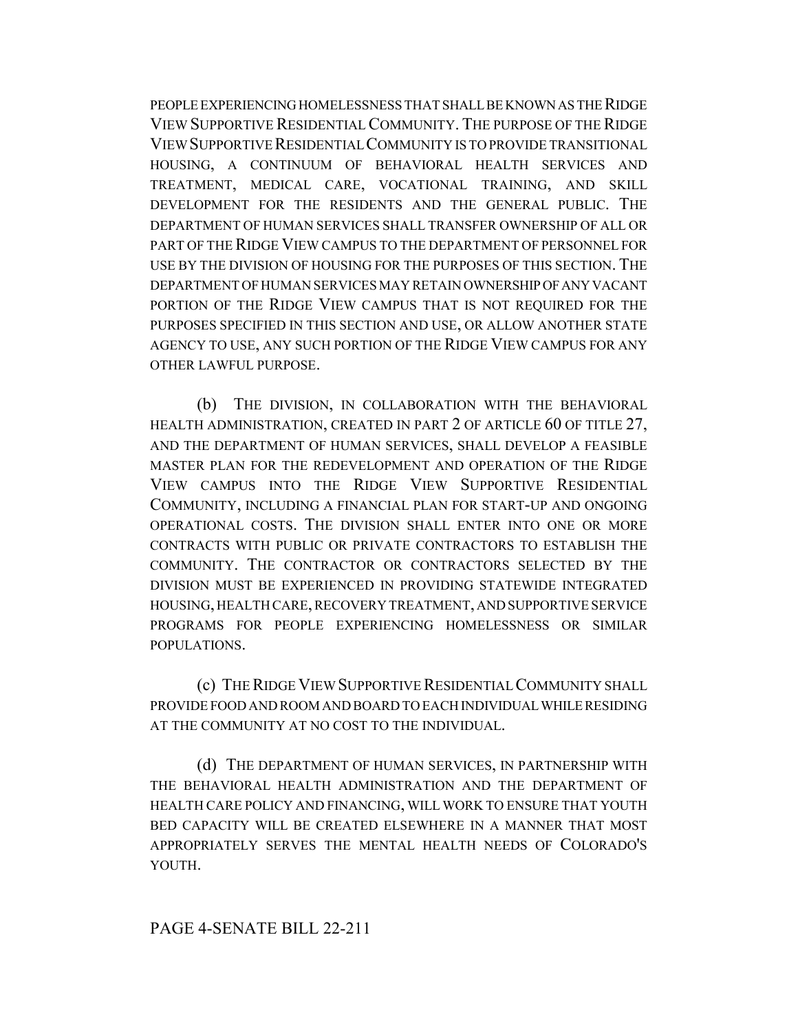PEOPLE EXPERIENCING HOMELESSNESS THAT SHALL BE KNOWN AS THE RIDGE VIEW SUPPORTIVE RESIDENTIAL COMMUNITY. THE PURPOSE OF THE RIDGE VIEW SUPPORTIVE RESIDENTIAL COMMUNITY IS TO PROVIDE TRANSITIONAL HOUSING, A CONTINUUM OF BEHAVIORAL HEALTH SERVICES AND TREATMENT, MEDICAL CARE, VOCATIONAL TRAINING, AND SKILL DEVELOPMENT FOR THE RESIDENTS AND THE GENERAL PUBLIC. THE DEPARTMENT OF HUMAN SERVICES SHALL TRANSFER OWNERSHIP OF ALL OR PART OF THE RIDGE VIEW CAMPUS TO THE DEPARTMENT OF PERSONNEL FOR USE BY THE DIVISION OF HOUSING FOR THE PURPOSES OF THIS SECTION. THE DEPARTMENT OF HUMAN SERVICES MAY RETAIN OWNERSHIP OF ANY VACANT PORTION OF THE RIDGE VIEW CAMPUS THAT IS NOT REQUIRED FOR THE PURPOSES SPECIFIED IN THIS SECTION AND USE, OR ALLOW ANOTHER STATE AGENCY TO USE, ANY SUCH PORTION OF THE RIDGE VIEW CAMPUS FOR ANY OTHER LAWFUL PURPOSE.

(b) THE DIVISION, IN COLLABORATION WITH THE BEHAVIORAL HEALTH ADMINISTRATION, CREATED IN PART 2 OF ARTICLE 60 OF TITLE 27, AND THE DEPARTMENT OF HUMAN SERVICES, SHALL DEVELOP A FEASIBLE MASTER PLAN FOR THE REDEVELOPMENT AND OPERATION OF THE RIDGE VIEW CAMPUS INTO THE RIDGE VIEW SUPPORTIVE RESIDENTIAL COMMUNITY, INCLUDING A FINANCIAL PLAN FOR START-UP AND ONGOING OPERATIONAL COSTS. THE DIVISION SHALL ENTER INTO ONE OR MORE CONTRACTS WITH PUBLIC OR PRIVATE CONTRACTORS TO ESTABLISH THE COMMUNITY. THE CONTRACTOR OR CONTRACTORS SELECTED BY THE DIVISION MUST BE EXPERIENCED IN PROVIDING STATEWIDE INTEGRATED HOUSING, HEALTH CARE, RECOVERY TREATMENT, AND SUPPORTIVE SERVICE PROGRAMS FOR PEOPLE EXPERIENCING HOMELESSNESS OR SIMILAR POPULATIONS.

(c) THE RIDGE VIEW SUPPORTIVE RESIDENTIAL COMMUNITY SHALL PROVIDE FOOD AND ROOM AND BOARD TO EACH INDIVIDUAL WHILE RESIDING AT THE COMMUNITY AT NO COST TO THE INDIVIDUAL.

(d) THE DEPARTMENT OF HUMAN SERVICES, IN PARTNERSHIP WITH THE BEHAVIORAL HEALTH ADMINISTRATION AND THE DEPARTMENT OF HEALTH CARE POLICY AND FINANCING, WILL WORK TO ENSURE THAT YOUTH BED CAPACITY WILL BE CREATED ELSEWHERE IN A MANNER THAT MOST APPROPRIATELY SERVES THE MENTAL HEALTH NEEDS OF COLORADO'S YOUTH.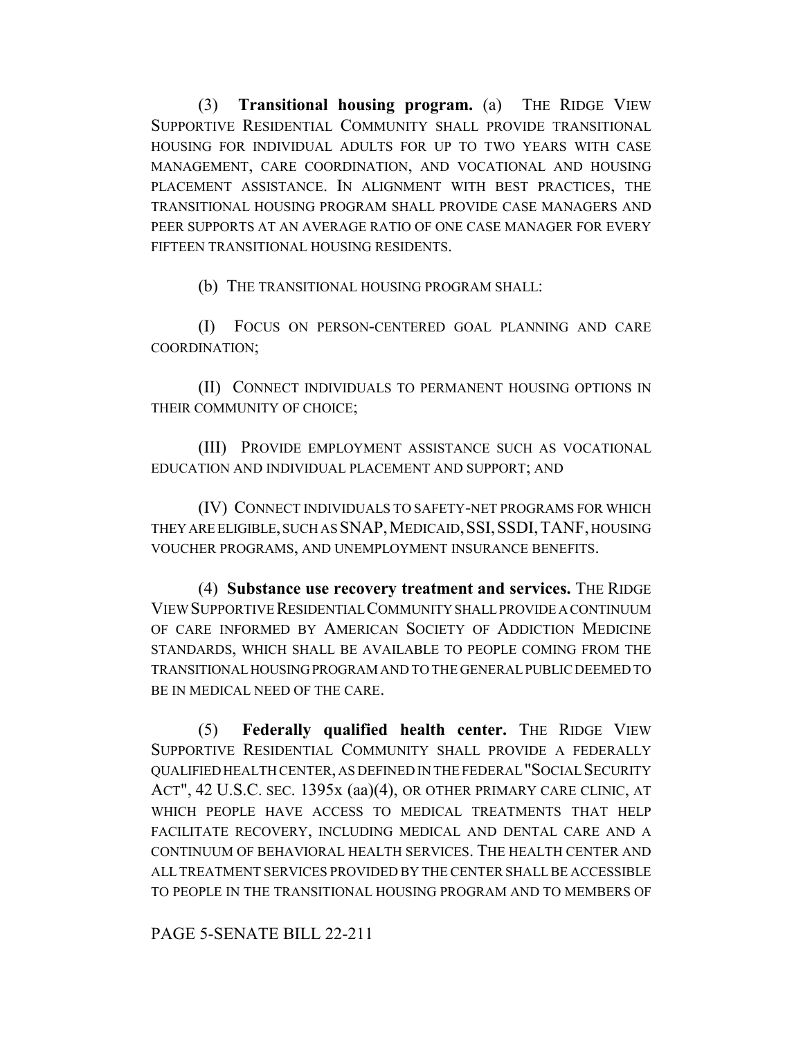(3) **Transitional housing program.** (a) THE RIDGE VIEW SUPPORTIVE RESIDENTIAL COMMUNITY SHALL PROVIDE TRANSITIONAL HOUSING FOR INDIVIDUAL ADULTS FOR UP TO TWO YEARS WITH CASE MANAGEMENT, CARE COORDINATION, AND VOCATIONAL AND HOUSING PLACEMENT ASSISTANCE. IN ALIGNMENT WITH BEST PRACTICES, THE TRANSITIONAL HOUSING PROGRAM SHALL PROVIDE CASE MANAGERS AND PEER SUPPORTS AT AN AVERAGE RATIO OF ONE CASE MANAGER FOR EVERY FIFTEEN TRANSITIONAL HOUSING RESIDENTS.

(b) THE TRANSITIONAL HOUSING PROGRAM SHALL:

(I) FOCUS ON PERSON-CENTERED GOAL PLANNING AND CARE COORDINATION;

(II) CONNECT INDIVIDUALS TO PERMANENT HOUSING OPTIONS IN THEIR COMMUNITY OF CHOICE;

(III) PROVIDE EMPLOYMENT ASSISTANCE SUCH AS VOCATIONAL EDUCATION AND INDIVIDUAL PLACEMENT AND SUPPORT; AND

(IV) CONNECT INDIVIDUALS TO SAFETY-NET PROGRAMS FOR WHICH THEY ARE ELIGIBLE, SUCH AS SNAP, MEDICAID, SSI, SSDI, TANF, HOUSING VOUCHER PROGRAMS, AND UNEMPLOYMENT INSURANCE BENEFITS.

(4) **Substance use recovery treatment and services.** THE RIDGE VIEW SUPPORTIVE RESIDENTIAL COMMUNITY SHALL PROVIDE A CONTINUUM OF CARE INFORMED BY AMERICAN SOCIETY OF ADDICTION MEDICINE STANDARDS, WHICH SHALL BE AVAILABLE TO PEOPLE COMING FROM THE TRANSITIONAL HOUSING PROGRAM AND TO THE GENERAL PUBLIC DEEMED TO BE IN MEDICAL NEED OF THE CARE.

(5) **Federally qualified health center.** THE RIDGE VIEW SUPPORTIVE RESIDENTIAL COMMUNITY SHALL PROVIDE A FEDERALLY QUALIFIED HEALTH CENTER, AS DEFINED IN THE FEDERAL "SOCIAL SECURITY ACT", 42 U.S.C. SEC. 1395x (aa)(4), OR OTHER PRIMARY CARE CLINIC, AT WHICH PEOPLE HAVE ACCESS TO MEDICAL TREATMENTS THAT HELP FACILITATE RECOVERY, INCLUDING MEDICAL AND DENTAL CARE AND A CONTINUUM OF BEHAVIORAL HEALTH SERVICES. THE HEALTH CENTER AND ALL TREATMENT SERVICES PROVIDED BY THE CENTER SHALL BE ACCESSIBLE TO PEOPLE IN THE TRANSITIONAL HOUSING PROGRAM AND TO MEMBERS OF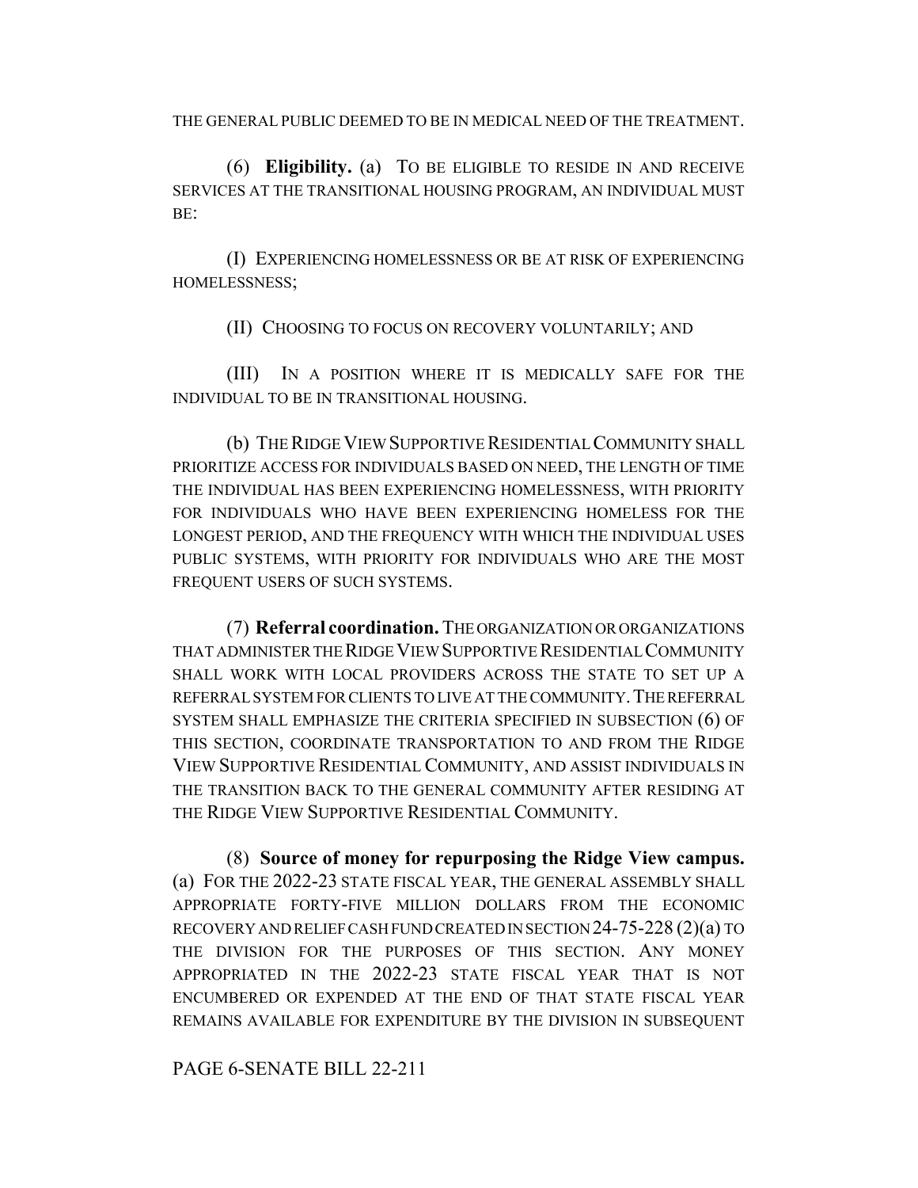THE GENERAL PUBLIC DEEMED TO BE IN MEDICAL NEED OF THE TREATMENT.

(6) **Eligibility.** (a) TO BE ELIGIBLE TO RESIDE IN AND RECEIVE SERVICES AT THE TRANSITIONAL HOUSING PROGRAM, AN INDIVIDUAL MUST BE:

(I) EXPERIENCING HOMELESSNESS OR BE AT RISK OF EXPERIENCING HOMELESSNESS;

(II) CHOOSING TO FOCUS ON RECOVERY VOLUNTARILY; AND

(III) IN A POSITION WHERE IT IS MEDICALLY SAFE FOR THE INDIVIDUAL TO BE IN TRANSITIONAL HOUSING.

(b) THE RIDGE VIEW SUPPORTIVE RESIDENTIAL COMMUNITY SHALL PRIORITIZE ACCESS FOR INDIVIDUALS BASED ON NEED, THE LENGTH OF TIME THE INDIVIDUAL HAS BEEN EXPERIENCING HOMELESSNESS, WITH PRIORITY FOR INDIVIDUALS WHO HAVE BEEN EXPERIENCING HOMELESS FOR THE LONGEST PERIOD, AND THE FREQUENCY WITH WHICH THE INDIVIDUAL USES PUBLIC SYSTEMS, WITH PRIORITY FOR INDIVIDUALS WHO ARE THE MOST FREQUENT USERS OF SUCH SYSTEMS.

(7) **Referral coordination.** THE ORGANIZATION OR ORGANIZATIONS THAT ADMINISTER THE RIDGE VIEW SUPPORTIVE RESIDENTIAL COMMUNITY SHALL WORK WITH LOCAL PROVIDERS ACROSS THE STATE TO SET UP A REFERRAL SYSTEM FOR CLIENTS TO LIVE AT THE COMMUNITY. THE REFERRAL SYSTEM SHALL EMPHASIZE THE CRITERIA SPECIFIED IN SUBSECTION (6) OF THIS SECTION, COORDINATE TRANSPORTATION TO AND FROM THE RIDGE VIEW SUPPORTIVE RESIDENTIAL COMMUNITY, AND ASSIST INDIVIDUALS IN THE TRANSITION BACK TO THE GENERAL COMMUNITY AFTER RESIDING AT THE RIDGE VIEW SUPPORTIVE RESIDENTIAL COMMUNITY.

(8) **Source of money for repurposing the Ridge View campus.** (a) FOR THE 2022-23 STATE FISCAL YEAR, THE GENERAL ASSEMBLY SHALL APPROPRIATE FORTY-FIVE MILLION DOLLARS FROM THE ECONOMIC RECOVERY AND RELIEF CASH FUND CREATED IN SECTION 24-75-228 (2)(a) TO THE DIVISION FOR THE PURPOSES OF THIS SECTION. ANY MONEY APPROPRIATED IN THE 2022-23 STATE FISCAL YEAR THAT IS NOT ENCUMBERED OR EXPENDED AT THE END OF THAT STATE FISCAL YEAR REMAINS AVAILABLE FOR EXPENDITURE BY THE DIVISION IN SUBSEQUENT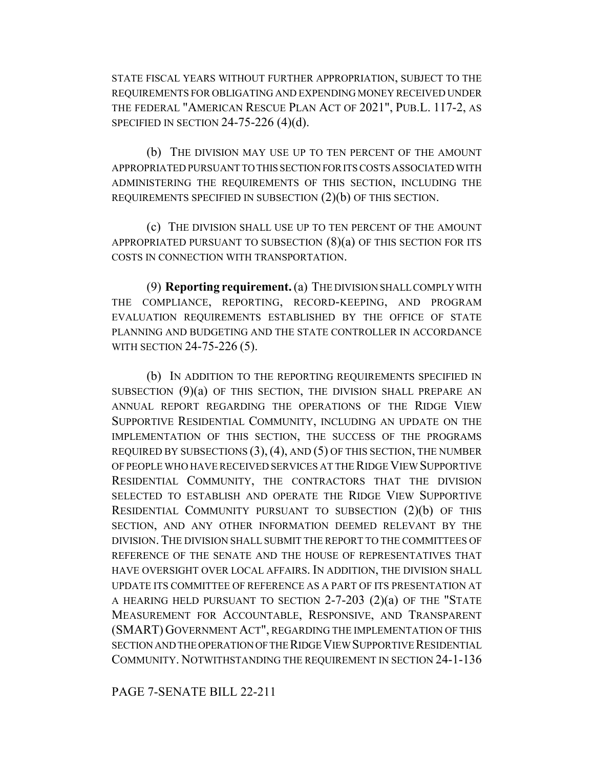STATE FISCAL YEARS WITHOUT FURTHER APPROPRIATION, SUBJECT TO THE REQUIREMENTS FOR OBLIGATING AND EXPENDING MONEY RECEIVED UNDER THE FEDERAL "AMERICAN RESCUE PLAN ACT OF 2021", PUB.L. 117-2, AS SPECIFIED IN SECTION 24-75-226 (4)(d).

(b) THE DIVISION MAY USE UP TO TEN PERCENT OF THE AMOUNT APPROPRIATED PURSUANT TO THIS SECTION FOR ITS COSTS ASSOCIATED WITH ADMINISTERING THE REQUIREMENTS OF THIS SECTION, INCLUDING THE REQUIREMENTS SPECIFIED IN SUBSECTION (2)(b) OF THIS SECTION.

(c) THE DIVISION SHALL USE UP TO TEN PERCENT OF THE AMOUNT APPROPRIATED PURSUANT TO SUBSECTION (8)(a) OF THIS SECTION FOR ITS COSTS IN CONNECTION WITH TRANSPORTATION.

(9) **Reporting requirement.** (a) THE DIVISION SHALL COMPLY WITH THE COMPLIANCE, REPORTING, RECORD-KEEPING, AND PROGRAM EVALUATION REQUIREMENTS ESTABLISHED BY THE OFFICE OF STATE PLANNING AND BUDGETING AND THE STATE CONTROLLER IN ACCORDANCE WITH SECTION 24-75-226 (5).

(b) IN ADDITION TO THE REPORTING REQUIREMENTS SPECIFIED IN SUBSECTION (9)(a) OF THIS SECTION, THE DIVISION SHALL PREPARE AN ANNUAL REPORT REGARDING THE OPERATIONS OF THE RIDGE VIEW SUPPORTIVE RESIDENTIAL COMMUNITY, INCLUDING AN UPDATE ON THE IMPLEMENTATION OF THIS SECTION, THE SUCCESS OF THE PROGRAMS REQUIRED BY SUBSECTIONS (3), (4), AND (5) OF THIS SECTION, THE NUMBER OF PEOPLE WHO HAVE RECEIVED SERVICES AT THE RIDGE VIEW SUPPORTIVE RESIDENTIAL COMMUNITY, THE CONTRACTORS THAT THE DIVISION SELECTED TO ESTABLISH AND OPERATE THE RIDGE VIEW SUPPORTIVE RESIDENTIAL COMMUNITY PURSUANT TO SUBSECTION (2)(b) OF THIS SECTION, AND ANY OTHER INFORMATION DEEMED RELEVANT BY THE DIVISION. THE DIVISION SHALL SUBMIT THE REPORT TO THE COMMITTEES OF REFERENCE OF THE SENATE AND THE HOUSE OF REPRESENTATIVES THAT HAVE OVERSIGHT OVER LOCAL AFFAIRS. IN ADDITION, THE DIVISION SHALL UPDATE ITS COMMITTEE OF REFERENCE AS A PART OF ITS PRESENTATION AT A HEARING HELD PURSUANT TO SECTION 2-7-203 (2)(a) OF THE "STATE MEASUREMENT FOR ACCOUNTABLE, RESPONSIVE, AND TRANSPARENT (SMART) GOVERNMENT ACT", REGARDING THE IMPLEMENTATION OF THIS SECTION AND THE OPERATION OF THE RIDGE VIEW SUPPORTIVE RESIDENTIAL COMMUNITY. NOTWITHSTANDING THE REQUIREMENT IN SECTION 24-1-136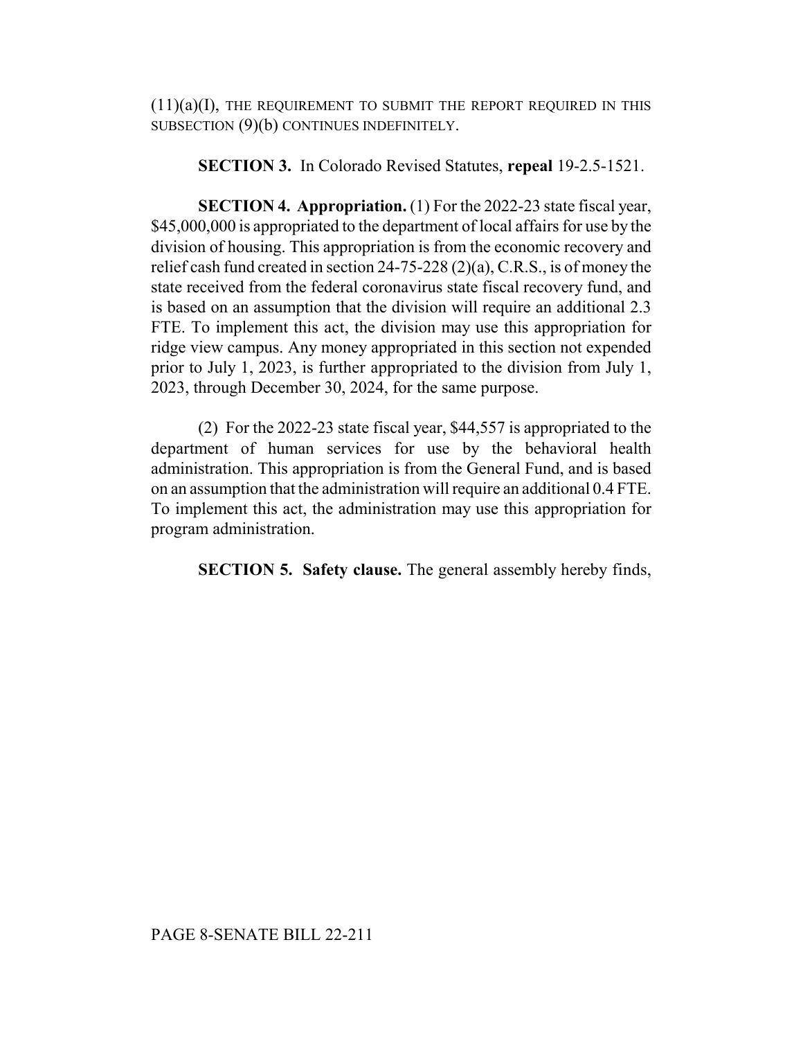(11)(a)(I), THE REQUIREMENT TO SUBMIT THE REPORT REQUIRED IN THIS SUBSECTION (9)(b) CONTINUES INDEFINITELY.

**SECTION 3.** In Colorado Revised Statutes, **repeal** 19-2.5-1521.

**SECTION 4. Appropriation.** (1) For the 2022-23 state fiscal year, $45,000,000 is appropriated to the department of local affairs for use by the division of housing. This appropriation is from the economic recovery and relief cash fund created in section 24-75-228 (2)(a), C.R.S., is of money the state received from the federal coronavirus state fiscal recovery fund, and is based on an assumption that the division will require an additional 2.3 FTE. To implement this act, the division may use this appropriation for ridge view campus. Any money appropriated in this section not expended prior to July 1, 2023, is further appropriated to the division from July 1, 2023, through December 30, 2024, for the same purpose.

(2) For the 2022-23 state fiscal year, $44,557 is appropriated to the department of human services for use by the behavioral health administration. This appropriation is from the General Fund, and is based on an assumption that the administration will require an additional 0.4 FTE. To implement this act, the administration may use this appropriation for program administration.

**SECTION 5. Safety clause.** The general assembly hereby finds,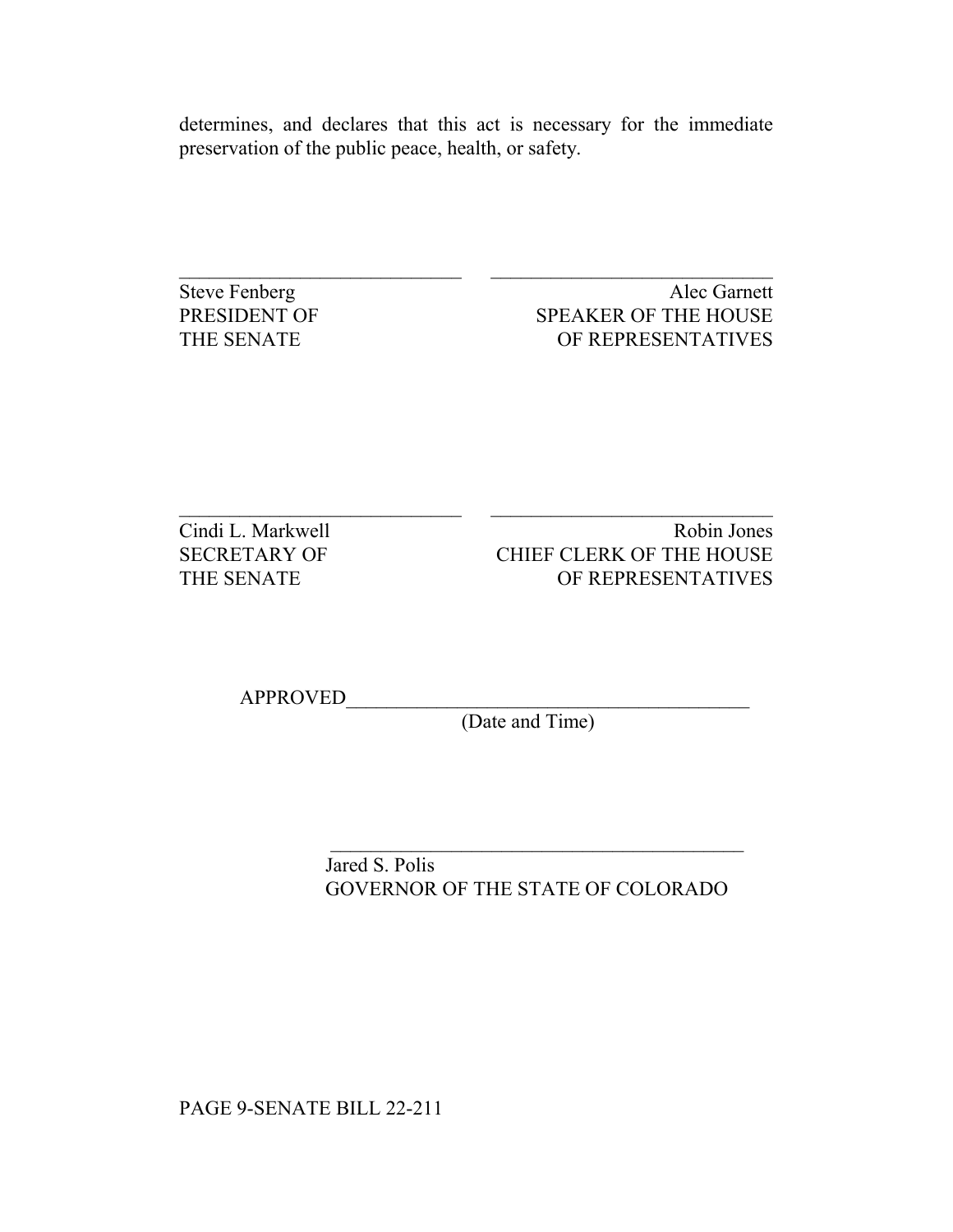determines, and declares that this act is necessary for the immediate preservation of the public peace, health, or safety.

| | |
|---|---|
| ____________________________ | ____________________________ |
| Steve Fenberg | Alec Garnett |
| PRESIDENT OF THE SENATE | SPEAKER OF THE HOUSE OF REPRESENTATIVES |

| | |
|---|---|
| ____________________________ | ____________________________ |
| Cindi L. Markwell | Robin Jones |
| SECRETARY OF THE SENATE | CHIEF CLERK OF THE HOUSE OF REPRESENTATIVES |

APPROVED________________________________________
(Date and Time)

_________________________________________
Jared S. Polis
GOVERNOR OF THE STATE OF COLORADO

PAGE 9-SENATE BILL 22-211